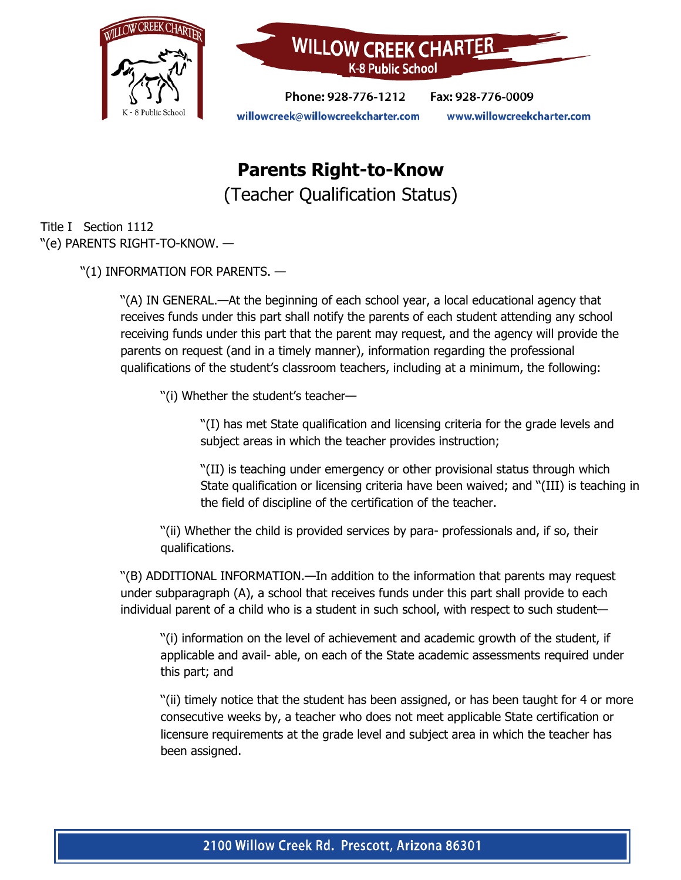WILLOW CREEK CHARTER
K-8 Public School

Phone: 928-776-1212 Fax: 928-776-0009

willowcreek@willowcreekcharter.com www.willowcreekcharter.com

# Parents Right-to-Know

## (Teacher Qualification Status)

Title I Section 1112

"(e) PARENTS RIGHT-TO-KNOW. —

"(1) INFORMATION FOR PARENTS. —

"(A) IN GENERAL.—At the beginning of each school year, a local educational agency that receives funds under this part shall notify the parents of each student attending any school receiving funds under this part that the parent may request, and the agency will provide the parents on request (and in a timely manner), information regarding the professional qualifications of the student's classroom teachers, including at a minimum, the following:

"(i) Whether the student's teacher—

"(I) has met State qualification and licensing criteria for the grade levels and subject areas in which the teacher provides instruction;

"(II) is teaching under emergency or other provisional status through which State qualification or licensing criteria have been waived; and "(III) is teaching in the field of discipline of the certification of the teacher.

"(ii) Whether the child is provided services by para- professionals and, if so, their qualifications.

"(B) ADDITIONAL INFORMATION.—In addition to the information that parents may request under subparagraph (A), a school that receives funds under this part shall provide to each individual parent of a child who is a student in such school, with respect to such student—

"(i) information on the level of achievement and academic growth of the student, if applicable and avail- able, on each of the State academic assessments required under this part; and

"(ii) timely notice that the student has been assigned, or has been taught for 4 or more consecutive weeks by, a teacher who does not meet applicable State certification or licensure requirements at the grade level and subject area in which the teacher has been assigned.

2100 Willow Creek Rd. Prescott, Arizona 86301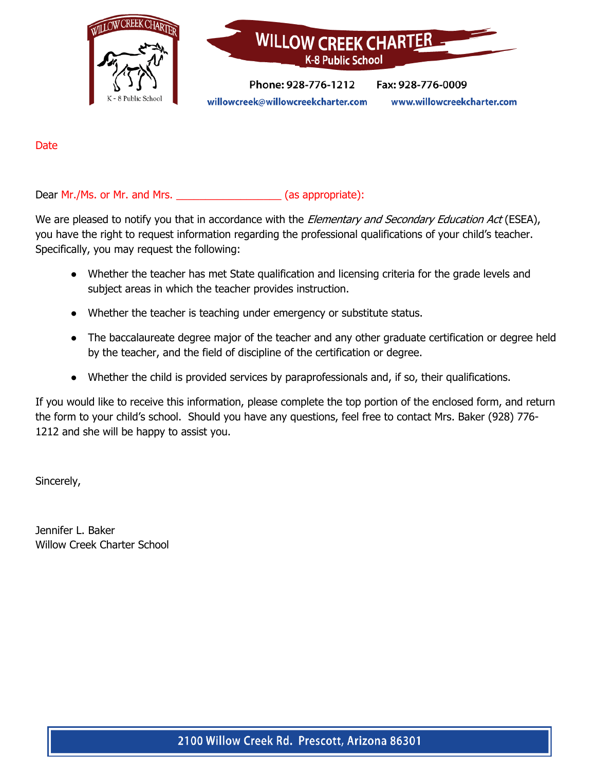WILLOW CREEK CHARTER

K-8 Public School

Phone: 928-776-1212 Fax: 928-776-0009

willowcreek@willowcreekcharter.com www.willowcreekcharter.com

Date

Dear Mr./Ms. or Mr. and Mrs. __________________ (as appropriate):

We are pleased to notify you that in accordance with the *Elementary and Secondary Education Act* (ESEA), you have the right to request information regarding the professional qualifications of your child's teacher. Specifically, you may request the following:

- Whether the teacher has met State qualification and licensing criteria for the grade levels and subject areas in which the teacher provides instruction.
- Whether the teacher is teaching under emergency or substitute status.
- The baccalaureate degree major of the teacher and any other graduate certification or degree held by the teacher, and the field of discipline of the certification or degree.
- Whether the child is provided services by paraprofessionals and, if so, their qualifications.

If you would like to receive this information, please complete the top portion of the enclosed form, and return the form to your child's school. Should you have any questions, feel free to contact Mrs. Baker (928) 776-1212 and she will be happy to assist you.

Sincerely,

Jennifer L. Baker
Willow Creek Charter School

2100 Willow Creek Rd. Prescott, Arizona 86301